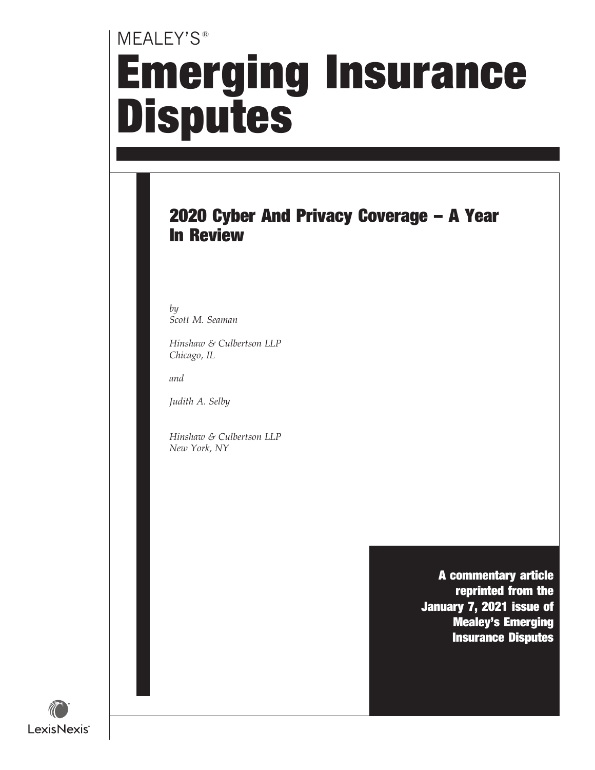MEALEY'S®

# Emerging Insurance Disputes

## 2020 Cyber And Privacy Coverage – A Year In Review

*by*
*Scott M. Seaman*

*Hinshaw & Culbertson LLP*
*Chicago, IL*

*and*

*Judith A. Selby*

*Hinshaw & Culbertson LLP*
*New York, NY*

**A commentary article reprinted from the January 7, 2021 issue of Mealey's Emerging Insurance Disputes**

LexisNexis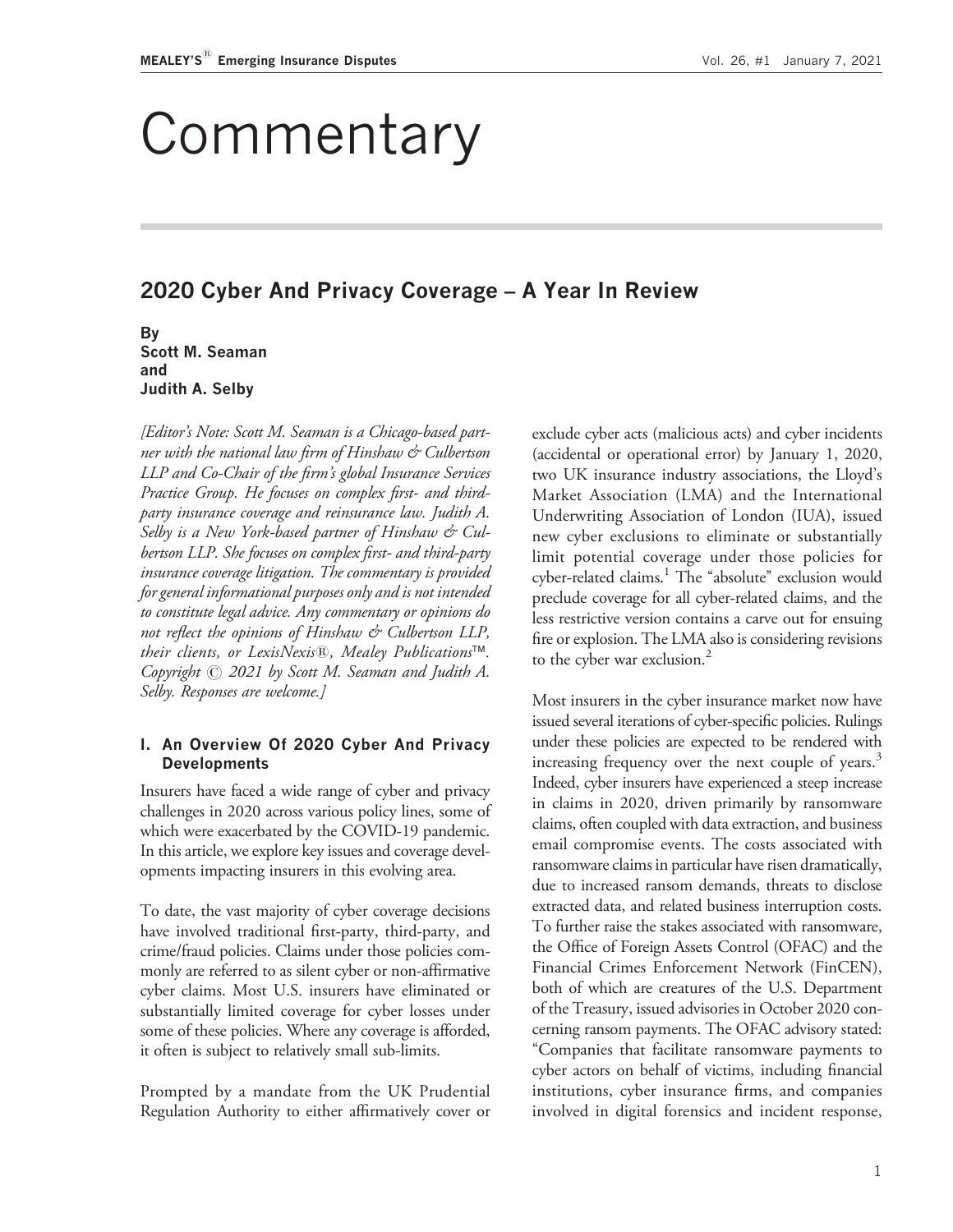# Commentary

## 2020 Cyber And Privacy Coverage – A Year In Review

**By**
**Scott M. Seaman**
**and**
**Judith A. Selby**

*[Editor's Note: Scott M. Seaman is a Chicago-based partner with the national law firm of Hinshaw & Culbertson LLP and Co-Chair of the firm's global Insurance Services Practice Group. He focuses on complex first- and third-party insurance coverage and reinsurance law. Judith A. Selby is a New York-based partner of Hinshaw & Culbertson LLP. She focuses on complex first- and third-party insurance coverage litigation. The commentary is provided for general informational purposes only and is not intended to constitute legal advice. Any commentary or opinions do not reflect the opinions of Hinshaw & Culbertson LLP, their clients, or LexisNexis®, Mealey Publications™. Copyright © 2021 by Scott M. Seaman and Judith A. Selby. Responses are welcome.]*

### I. An Overview Of 2020 Cyber And Privacy Developments

Insurers have faced a wide range of cyber and privacy challenges in 2020 across various policy lines, some of which were exacerbated by the COVID-19 pandemic. In this article, we explore key issues and coverage developments impacting insurers in this evolving area.

To date, the vast majority of cyber coverage decisions have involved traditional first-party, third-party, and crime/fraud policies. Claims under those policies commonly are referred to as silent cyber or non-affirmative cyber claims. Most U.S. insurers have eliminated or substantially limited coverage for cyber losses under some of these policies. Where any coverage is afforded, it often is subject to relatively small sub-limits.

Prompted by a mandate from the UK Prudential Regulation Authority to either affirmatively cover or exclude cyber acts (malicious acts) and cyber incidents (accidental or operational error) by January 1, 2020, two UK insurance industry associations, the Lloyd's Market Association (LMA) and the International Underwriting Association of London (IUA), issued new cyber exclusions to eliminate or substantially limit potential coverage under those policies for cyber-related claims.[1] The "absolute" exclusion would preclude coverage for all cyber-related claims, and the less restrictive version contains a carve out for ensuing fire or explosion. The LMA also is considering revisions to the cyber war exclusion.[2]

Most insurers in the cyber insurance market now have issued several iterations of cyber-specific policies. Rulings under these policies are expected to be rendered with increasing frequency over the next couple of years.[3] Indeed, cyber insurers have experienced a steep increase in claims in 2020, driven primarily by ransomware claims, often coupled with data extraction, and business email compromise events. The costs associated with ransomware claims in particular have risen dramatically, due to increased ransom demands, threats to disclose extracted data, and related business interruption costs. To further raise the stakes associated with ransomware, the Office of Foreign Assets Control (OFAC) and the Financial Crimes Enforcement Network (FinCEN), both of which are creatures of the U.S. Department of the Treasury, issued advisories in October 2020 concerning ransom payments. The OFAC advisory stated: "Companies that facilitate ransomware payments to cyber actors on behalf of victims, including financial institutions, cyber insurance firms, and companies involved in digital forensics and incident response,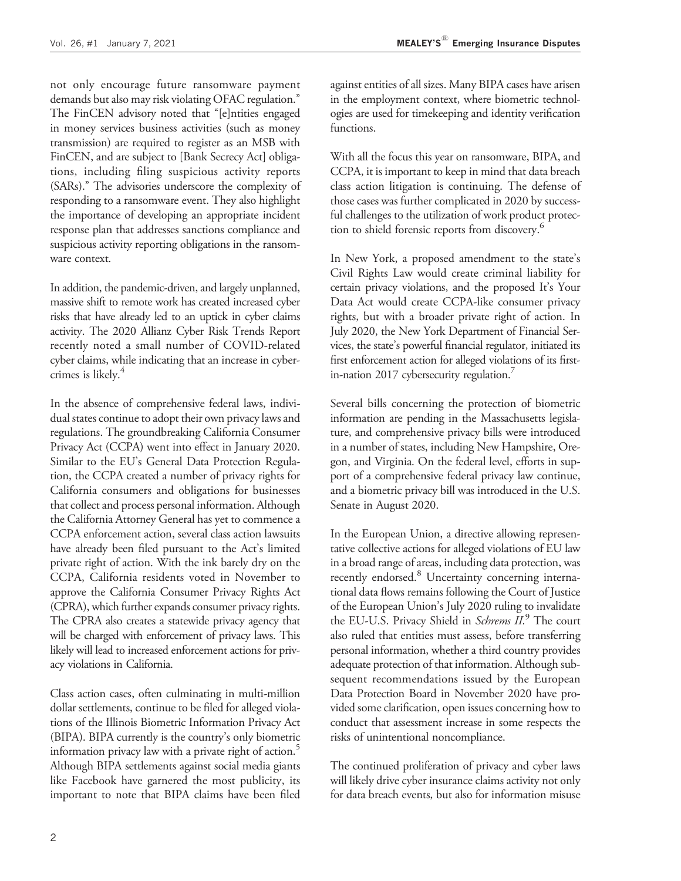not only encourage future ransomware payment demands but also may risk violating OFAC regulation." The FinCEN advisory noted that "[e]ntities engaged in money services business activities (such as money transmission) are required to register as an MSB with FinCEN, and are subject to [Bank Secrecy Act] obligations, including filing suspicious activity reports (SARs)." The advisories underscore the complexity of responding to a ransomware event. They also highlight the importance of developing an appropriate incident response plan that addresses sanctions compliance and suspicious activity reporting obligations in the ransomware context.

In addition, the pandemic-driven, and largely unplanned, massive shift to remote work has created increased cyber risks that have already led to an uptick in cyber claims activity. The 2020 Allianz Cyber Risk Trends Report recently noted a small number of COVID-related cyber claims, while indicating that an increase in cybercrimes is likely.[4]

In the absence of comprehensive federal laws, individual states continue to adopt their own privacy laws and regulations. The groundbreaking California Consumer Privacy Act (CCPA) went into effect in January 2020. Similar to the EU's General Data Protection Regulation, the CCPA created a number of privacy rights for California consumers and obligations for businesses that collect and process personal information. Although the California Attorney General has yet to commence a CCPA enforcement action, several class action lawsuits have already been filed pursuant to the Act's limited private right of action. With the ink barely dry on the CCPA, California residents voted in November to approve the California Consumer Privacy Rights Act (CPRA), which further expands consumer privacy rights. The CPRA also creates a statewide privacy agency that will be charged with enforcement of privacy laws. This likely will lead to increased enforcement actions for privacy violations in California.

Class action cases, often culminating in multi-million dollar settlements, continue to be filed for alleged violations of the Illinois Biometric Information Privacy Act (BIPA). BIPA currently is the country's only biometric information privacy law with a private right of action.[5] Although BIPA settlements against social media giants like Facebook have garnered the most publicity, its important to note that BIPA claims have been filed against entities of all sizes. Many BIPA cases have arisen in the employment context, where biometric technologies are used for timekeeping and identity verification functions.

With all the focus this year on ransomware, BIPA, and CCPA, it is important to keep in mind that data breach class action litigation is continuing. The defense of those cases was further complicated in 2020 by successful challenges to the utilization of work product protection to shield forensic reports from discovery.[6]

In New York, a proposed amendment to the state's Civil Rights Law would create criminal liability for certain privacy violations, and the proposed It's Your Data Act would create CCPA-like consumer privacy rights, but with a broader private right of action. In July 2020, the New York Department of Financial Services, the state's powerful financial regulator, initiated its first enforcement action for alleged violations of its first-in-nation 2017 cybersecurity regulation.[7]

Several bills concerning the protection of biometric information are pending in the Massachusetts legislature, and comprehensive privacy bills were introduced in a number of states, including New Hampshire, Oregon, and Virginia. On the federal level, efforts in support of a comprehensive federal privacy law continue, and a biometric privacy bill was introduced in the U.S. Senate in August 2020.

In the European Union, a directive allowing representative collective actions for alleged violations of EU law in a broad range of areas, including data protection, was recently endorsed.[8] Uncertainty concerning international data flows remains following the Court of Justice of the European Union's July 2020 ruling to invalidate the EU-U.S. Privacy Shield in *Schrems II*.[9] The court also ruled that entities must assess, before transferring personal information, whether a third country provides adequate protection of that information. Although subsequent recommendations issued by the European Data Protection Board in November 2020 have provided some clarification, open issues concerning how to conduct that assessment increase in some respects the risks of unintentional noncompliance.

The continued proliferation of privacy and cyber laws will likely drive cyber insurance claims activity not only for data breach events, but also for information misuse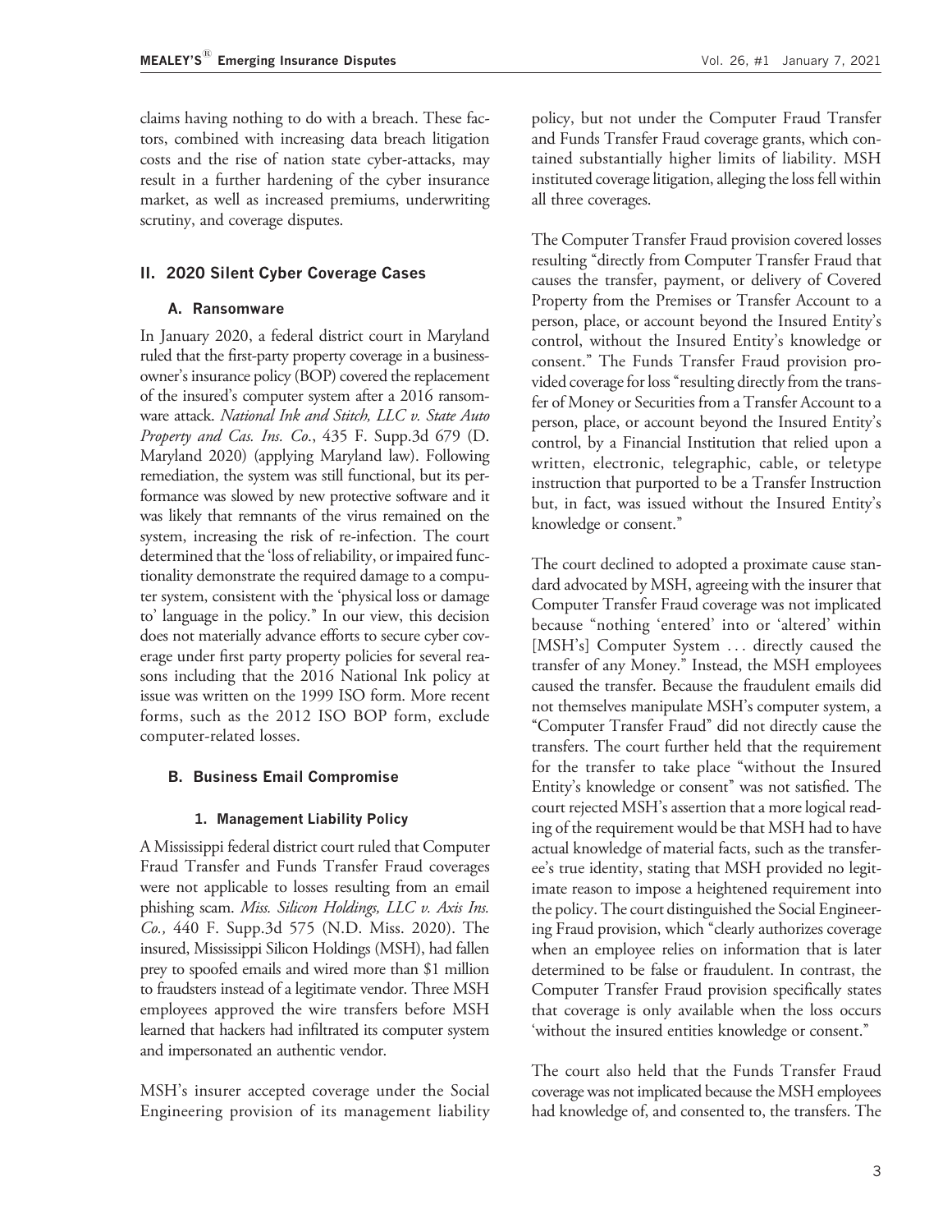claims having nothing to do with a breach. These factors, combined with increasing data breach litigation costs and the rise of nation state cyber-attacks, may result in a further hardening of the cyber insurance market, as well as increased premiums, underwriting scrutiny, and coverage disputes.

## II. 2020 Silent Cyber Coverage Cases

### A. Ransomware

In January 2020, a federal district court in Maryland ruled that the first-party property coverage in a businessowner's insurance policy (BOP) covered the replacement of the insured's computer system after a 2016 ransomware attack. *National Ink and Stitch, LLC v. State Auto Property and Cas. Ins. Co*., 435 F. Supp.3d 679 (D. Maryland 2020) (applying Maryland law). Following remediation, the system was still functional, but its performance was slowed by new protective software and it was likely that remnants of the virus remained on the system, increasing the risk of re-infection. The court determined that the 'loss of reliability, or impaired functionality demonstrate the required damage to a computer system, consistent with the 'physical loss or damage to' language in the policy." In our view, this decision does not materially advance efforts to secure cyber coverage under first party property policies for several reasons including that the 2016 National Ink policy at issue was written on the 1999 ISO form. More recent forms, such as the 2012 ISO BOP form, exclude computer-related losses.

### B. Business Email Compromise

#### 1. Management Liability Policy

A Mississippi federal district court ruled that Computer Fraud Transfer and Funds Transfer Fraud coverages were not applicable to losses resulting from an email phishing scam. *Miss. Silicon Holdings, LLC v. Axis Ins. Co.,* 440 F. Supp.3d 575 (N.D. Miss. 2020). The insured, Mississippi Silicon Holdings (MSH), had fallen prey to spoofed emails and wired more than $1 million to fraudsters instead of a legitimate vendor. Three MSH employees approved the wire transfers before MSH learned that hackers had infiltrated its computer system and impersonated an authentic vendor.

MSH's insurer accepted coverage under the Social Engineering provision of its management liability policy, but not under the Computer Fraud Transfer and Funds Transfer Fraud coverage grants, which contained substantially higher limits of liability. MSH instituted coverage litigation, alleging the loss fell within all three coverages.

The Computer Transfer Fraud provision covered losses resulting "directly from Computer Transfer Fraud that causes the transfer, payment, or delivery of Covered Property from the Premises or Transfer Account to a person, place, or account beyond the Insured Entity's control, without the Insured Entity's knowledge or consent." The Funds Transfer Fraud provision provided coverage for loss "resulting directly from the transfer of Money or Securities from a Transfer Account to a person, place, or account beyond the Insured Entity's control, by a Financial Institution that relied upon a written, electronic, telegraphic, cable, or teletype instruction that purported to be a Transfer Instruction but, in fact, was issued without the Insured Entity's knowledge or consent."

The court declined to adopted a proximate cause standard advocated by MSH, agreeing with the insurer that Computer Transfer Fraud coverage was not implicated because "nothing 'entered' into or 'altered' within [MSH's] Computer System . . . directly caused the transfer of any Money." Instead, the MSH employees caused the transfer. Because the fraudulent emails did not themselves manipulate MSH's computer system, a "Computer Transfer Fraud" did not directly cause the transfers. The court further held that the requirement for the transfer to take place "without the Insured Entity's knowledge or consent" was not satisfied. The court rejected MSH's assertion that a more logical reading of the requirement would be that MSH had to have actual knowledge of material facts, such as the transferee's true identity, stating that MSH provided no legitimate reason to impose a heightened requirement into the policy. The court distinguished the Social Engineering Fraud provision, which "clearly authorizes coverage when an employee relies on information that is later determined to be false or fraudulent. In contrast, the Computer Transfer Fraud provision specifically states that coverage is only available when the loss occurs 'without the insured entities knowledge or consent."

The court also held that the Funds Transfer Fraud coverage was not implicated because the MSH employees had knowledge of, and consented to, the transfers. The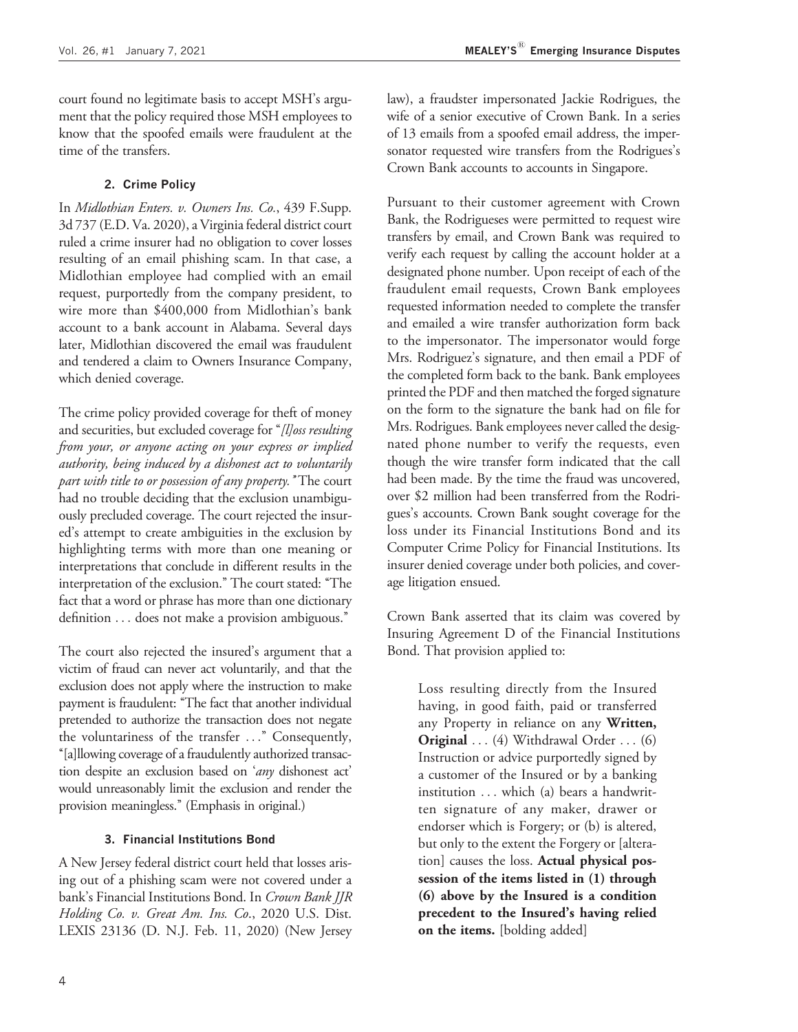court found no legitimate basis to accept MSH's argument that the policy required those MSH employees to know that the spoofed emails were fraudulent at the time of the transfers.

#### 2. Crime Policy

In *Midlothian Enters. v. Owners Ins. Co.*, 439 F.Supp. 3d 737 (E.D. Va. 2020), a Virginia federal district court ruled a crime insurer had no obligation to cover losses resulting of an email phishing scam. In that case, a Midlothian employee had complied with an email request, purportedly from the company president, to wire more than $400,000 from Midlothian's bank account to a bank account in Alabama. Several days later, Midlothian discovered the email was fraudulent and tendered a claim to Owners Insurance Company, which denied coverage.

The crime policy provided coverage for theft of money and securities, but excluded coverage for "*[l]oss resulting from your, or anyone acting on your express or implied authority, being induced by a dishonest act to voluntarily part with title to or possession of any property.*" The court had no trouble deciding that the exclusion unambiguously precluded coverage. The court rejected the insured's attempt to create ambiguities in the exclusion by highlighting terms with more than one meaning or interpretations that conclude in different results in the interpretation of the exclusion." The court stated: "The fact that a word or phrase has more than one dictionary definition . . . does not make a provision ambiguous."

The court also rejected the insured's argument that a victim of fraud can never act voluntarily, and that the exclusion does not apply where the instruction to make payment is fraudulent: "The fact that another individual pretended to authorize the transaction does not negate the voluntariness of the transfer . . ." Consequently, "[a]llowing coverage of a fraudulently authorized transaction despite an exclusion based on '*any* dishonest act' would unreasonably limit the exclusion and render the provision meaningless." (Emphasis in original.)

#### 3. Financial Institutions Bond

A New Jersey federal district court held that losses arising out of a phishing scam were not covered under a bank's Financial Institutions Bond. In *Crown Bank JJR Holding Co. v. Great Am. Ins. Co.*, 2020 U.S. Dist. LEXIS 23136 (D. N.J. Feb. 11, 2020) (New Jersey law), a fraudster impersonated Jackie Rodrigues, the wife of a senior executive of Crown Bank. In a series of 13 emails from a spoofed email address, the impersonator requested wire transfers from the Rodrigues's Crown Bank accounts to accounts in Singapore.

Pursuant to their customer agreement with Crown Bank, the Rodrigueses were permitted to request wire transfers by email, and Crown Bank was required to verify each request by calling the account holder at a designated phone number. Upon receipt of each of the fraudulent email requests, Crown Bank employees requested information needed to complete the transfer and emailed a wire transfer authorization form back to the impersonator. The impersonator would forge Mrs. Rodriguez's signature, and then email a PDF of the completed form back to the bank. Bank employees printed the PDF and then matched the forged signature on the form to the signature the bank had on file for Mrs. Rodrigues. Bank employees never called the designated phone number to verify the requests, even though the wire transfer form indicated that the call had been made. By the time the fraud was uncovered, over $2 million had been transferred from the Rodrigues's accounts. Crown Bank sought coverage for the loss under its Financial Institutions Bond and its Computer Crime Policy for Financial Institutions. Its insurer denied coverage under both policies, and coverage litigation ensued.

Crown Bank asserted that its claim was covered by Insuring Agreement D of the Financial Institutions Bond. That provision applied to:

> Loss resulting directly from the Insured having, in good faith, paid or transferred any Property in reliance on any **Written, Original** . . . (4) Withdrawal Order . . . (6) Instruction or advice purportedly signed by a customer of the Insured or by a banking institution . . . which (a) bears a handwritten signature of any maker, drawer or endorser which is Forgery; or (b) is altered, but only to the extent the Forgery or [alteration] causes the loss. **Actual physical possession of the items listed in (1) through (6) above by the Insured is a condition precedent to the Insured's having relied on the items.** [bolding added]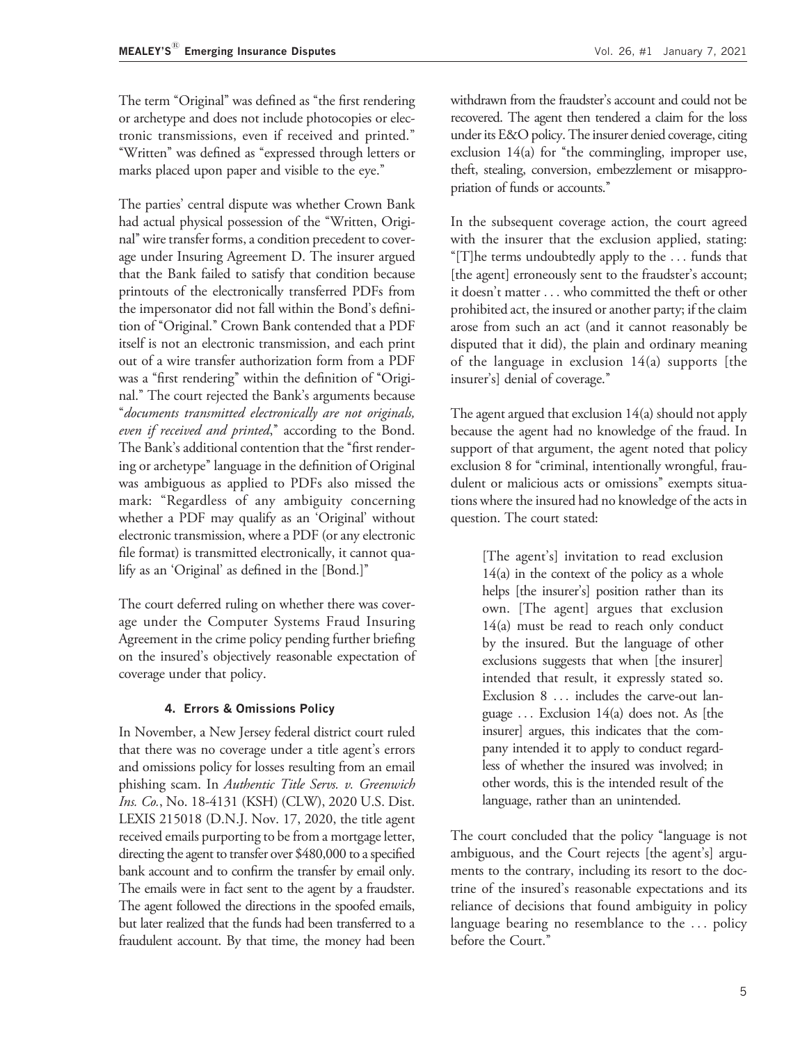The term "Original" was defined as "the first rendering or archetype and does not include photocopies or electronic transmissions, even if received and printed." "Written" was defined as "expressed through letters or marks placed upon paper and visible to the eye."

The parties' central dispute was whether Crown Bank had actual physical possession of the "Written, Original" wire transfer forms, a condition precedent to coverage under Insuring Agreement D. The insurer argued that the Bank failed to satisfy that condition because printouts of the electronically transferred PDFs from the impersonator did not fall within the Bond's definition of "Original." Crown Bank contended that a PDF itself is not an electronic transmission, and each print out of a wire transfer authorization form from a PDF was a "first rendering" within the definition of "Original." The court rejected the Bank's arguments because "*documents transmitted electronically are not originals, even if received and printed*," according to the Bond. The Bank's additional contention that the "first rendering or archetype" language in the definition of Original was ambiguous as applied to PDFs also missed the mark: "Regardless of any ambiguity concerning whether a PDF may qualify as an 'Original' without electronic transmission, where a PDF (or any electronic file format) is transmitted electronically, it cannot qualify as an 'Original' as defined in the [Bond.]"

The court deferred ruling on whether there was coverage under the Computer Systems Fraud Insuring Agreement in the crime policy pending further briefing on the insured's objectively reasonable expectation of coverage under that policy.

#### 4. Errors & Omissions Policy

In November, a New Jersey federal district court ruled that there was no coverage under a title agent's errors and omissions policy for losses resulting from an email phishing scam. In *Authentic Title Servs. v. Greenwich Ins. Co.*, No. 18-4131 (KSH) (CLW), 2020 U.S. Dist. LEXIS 215018 (D.N.J. Nov. 17, 2020, the title agent received emails purporting to be from a mortgage letter, directing the agent to transfer over $480,000 to a specified bank account and to confirm the transfer by email only. The emails were in fact sent to the agent by a fraudster. The agent followed the directions in the spoofed emails, but later realized that the funds had been transferred to a fraudulent account. By that time, the money had been withdrawn from the fraudster's account and could not be recovered. The agent then tendered a claim for the loss under its E&O policy. The insurer denied coverage, citing exclusion 14(a) for "the commingling, improper use, theft, stealing, conversion, embezzlement or misappropriation of funds or accounts."

In the subsequent coverage action, the court agreed with the insurer that the exclusion applied, stating: "[T]he terms undoubtedly apply to the . . . funds that [the agent] erroneously sent to the fraudster's account; it doesn't matter . . . who committed the theft or other prohibited act, the insured or another party; if the claim arose from such an act (and it cannot reasonably be disputed that it did), the plain and ordinary meaning of the language in exclusion 14(a) supports [the insurer's] denial of coverage."

The agent argued that exclusion 14(a) should not apply because the agent had no knowledge of the fraud. In support of that argument, the agent noted that policy exclusion 8 for "criminal, intentionally wrongful, fraudulent or malicious acts or omissions" exempts situations where the insured had no knowledge of the acts in question. The court stated:

> [The agent's] invitation to read exclusion 14(a) in the context of the policy as a whole helps [the insurer's] position rather than its own. [The agent] argues that exclusion 14(a) must be read to reach only conduct by the insured. But the language of other exclusions suggests that when [the insurer] intended that result, it expressly stated so. Exclusion 8 . . . includes the carve-out language . . . Exclusion 14(a) does not. As [the insurer] argues, this indicates that the company intended it to apply to conduct regardless of whether the insured was involved; in other words, this is the intended result of the language, rather than an unintended.

The court concluded that the policy "language is not ambiguous, and the Court rejects [the agent's] arguments to the contrary, including its resort to the doctrine of the insured's reasonable expectations and its reliance of decisions that found ambiguity in policy language bearing no resemblance to the . . . policy before the Court."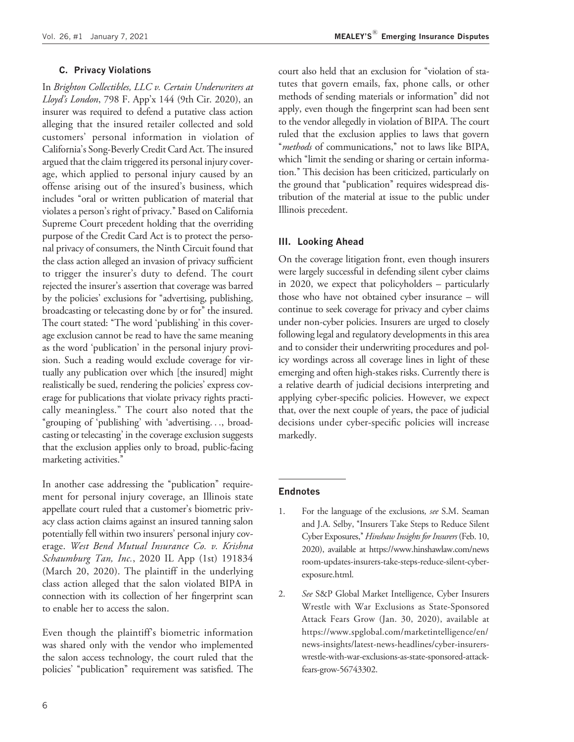### C. Privacy Violations

In *Brighton Collectibles, LLC v. Certain Underwriters at Lloyd's London*, 798 F. App'x 144 (9th Cir. 2020), an insurer was required to defend a putative class action alleging that the insured retailer collected and sold customers' personal information in violation of California's Song-Beverly Credit Card Act. The insured argued that the claim triggered its personal injury coverage, which applied to personal injury caused by an offense arising out of the insured's business, which includes "oral or written publication of material that violates a person's right of privacy." Based on California Supreme Court precedent holding that the overriding purpose of the Credit Card Act is to protect the personal privacy of consumers, the Ninth Circuit found that the class action alleged an invasion of privacy sufficient to trigger the insurer's duty to defend. The court rejected the insurer's assertion that coverage was barred by the policies' exclusions for "advertising, publishing, broadcasting or telecasting done by or for" the insured. The court stated: "The word 'publishing' in this coverage exclusion cannot be read to have the same meaning as the word 'publication' in the personal injury provision. Such a reading would exclude coverage for virtually any publication over which [the insured] might realistically be sued, rendering the policies' express coverage for publications that violate privacy rights practically meaningless." The court also noted that the "grouping of 'publishing' with 'advertising. . ., broadcasting or telecasting' in the coverage exclusion suggests that the exclusion applies only to broad, public-facing marketing activities."

In another case addressing the "publication" requirement for personal injury coverage, an Illinois state appellate court ruled that a customer's biometric privacy class action claims against an insured tanning salon potentially fell within two insurers' personal injury coverage. *West Bend Mutual Insurance Co. v. Krishna Schaumburg Tan, Inc.*, 2020 IL App (1st) 191834 (March 20, 2020). The plaintiff in the underlying class action alleged that the salon violated BIPA in connection with its collection of her fingerprint scan to enable her to access the salon.

Even though the plaintiff's biometric information was shared only with the vendor who implemented the salon access technology, the court ruled that the policies' "publication" requirement was satisfied. The court also held that an exclusion for "violation of statutes that govern emails, fax, phone calls, or other methods of sending materials or information" did not apply, even though the fingerprint scan had been sent to the vendor allegedly in violation of BIPA. The court ruled that the exclusion applies to laws that govern "*methods* of communications," not to laws like BIPA, which "limit the sending or sharing or certain information." This decision has been criticized, particularly on the ground that "publication" requires widespread distribution of the material at issue to the public under Illinois precedent.

## III. Looking Ahead

On the coverage litigation front, even though insurers were largely successful in defending silent cyber claims in 2020, we expect that policyholders – particularly those who have not obtained cyber insurance – will continue to seek coverage for privacy and cyber claims under non-cyber policies. Insurers are urged to closely following legal and regulatory developments in this area and to consider their underwriting procedures and policy wordings across all coverage lines in light of these emerging and often high-stakes risks. Currently there is a relative dearth of judicial decisions interpreting and applying cyber-specific policies. However, we expect that, over the next couple of years, the pace of judicial decisions under cyber-specific policies will increase markedly.

---

### Endnotes

1. For the language of the exclusions*, see* S.M. Seaman and J.A. Selby, "Insurers Take Steps to Reduce Silent Cyber Exposures," *Hinshaw Insights for Insurers* (Feb. 10, 2020), available at https://www.hinshawlaw.com/newsroom-updates-insurers-take-steps-reduce-silent-cyber-exposure.html.

2. *See* S&P Global Market Intelligence, Cyber Insurers Wrestle with War Exclusions as State-Sponsored Attack Fears Grow (Jan. 30, 2020), available at https://www.spglobal.com/marketintelligence/en/news-insights/latest-news-headlines/cyber-insurers-wrestle-with-war-exclusions-as-state-sponsored-attack-fears-grow-56743302.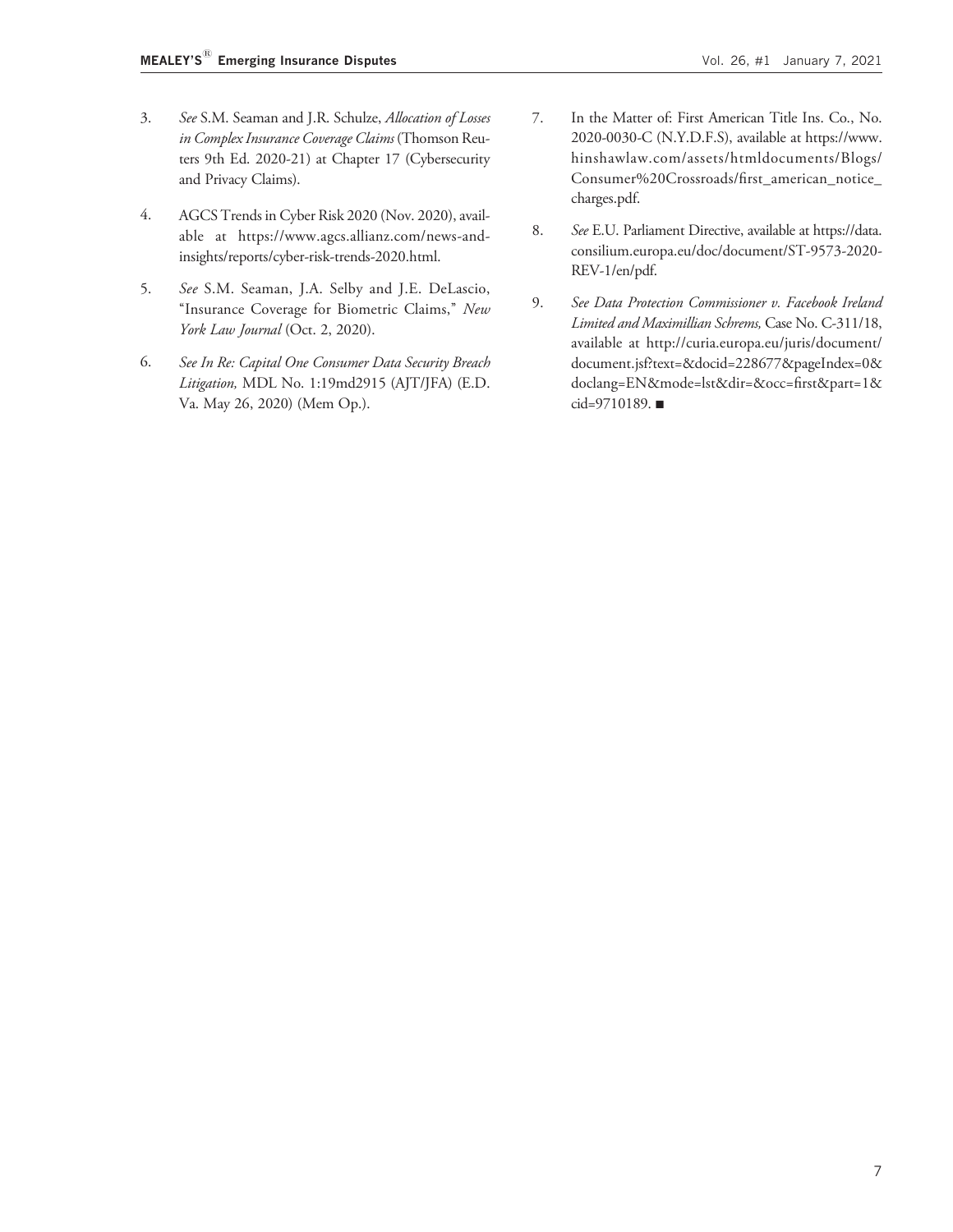3. *See* S.M. Seaman and J.R. Schulze, *Allocation of Losses in Complex Insurance Coverage Claims* (Thomson Reuters 9th Ed. 2020-21) at Chapter 17 (Cybersecurity and Privacy Claims).

4. AGCS Trends in Cyber Risk 2020 (Nov. 2020), available at https://www.agcs.allianz.com/news-and-insights/reports/cyber-risk-trends-2020.html.

5. *See* S.M. Seaman, J.A. Selby and J.E. DeLascio, "Insurance Coverage for Biometric Claims," *New York Law Journal* (Oct. 2, 2020).

6. *See In Re: Capital One Consumer Data Security Breach Litigation,* MDL No. 1:19md2915 (AJT/JFA) (E.D. Va. May 26, 2020) (Mem Op.).

7. In the Matter of: First American Title Ins. Co., No. 2020-0030-C (N.Y.D.F.S), available at https://www.hinshawlaw.com/assets/htmldocuments/Blogs/Consumer%20Crossroads/first_american_notice_charges.pdf.

8. *See* E.U. Parliament Directive, available at https://data.consilium.europa.eu/doc/document/ST-9573-2020-REV-1/en/pdf.

9. *See Data Protection Commissioner v. Facebook Ireland Limited and Maximillian Schrems,* Case No. C-311/18, available at http://curia.europa.eu/juris/document/document.jsf?text=&docid=228677&pageIndex=0&doclang=EN&mode=lst&dir=&occ=first&part=1&cid=9710189. ■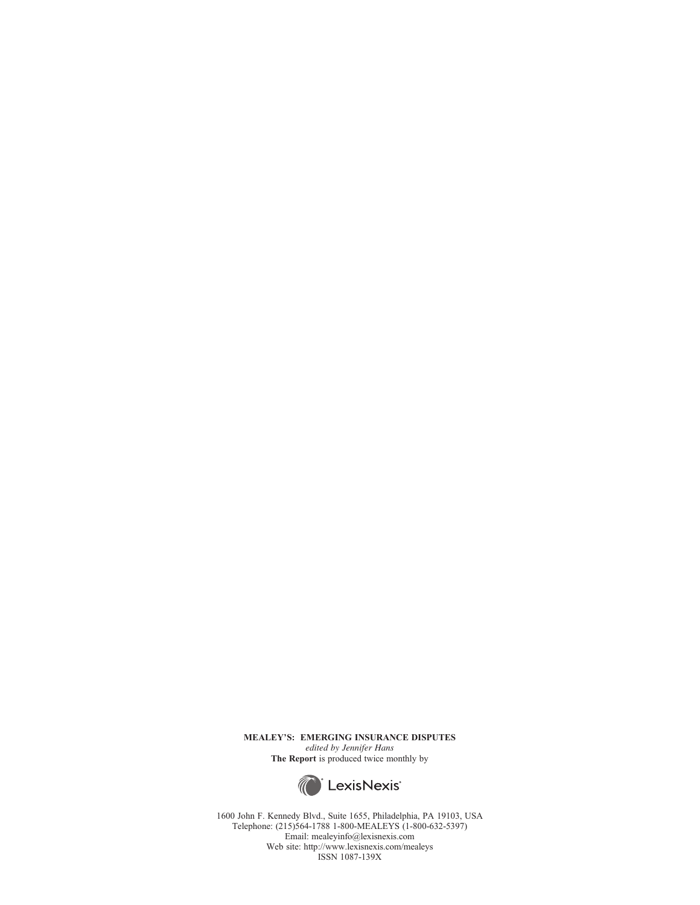**MEALEY'S: EMERGING INSURANCE DISPUTES**
*edited by Jennifer Hans*
**The Report** is produced twice monthly by

LexisNexis

1600 John F. Kennedy Blvd., Suite 1655, Philadelphia, PA 19103, USA
Telephone: (215)564-1788 1-800-MEALEYS (1-800-632-5397)
Email: mealeyinfo@lexisnexis.com
Web site: http://www.lexisnexis.com/mealeys
ISSN 1087-139X